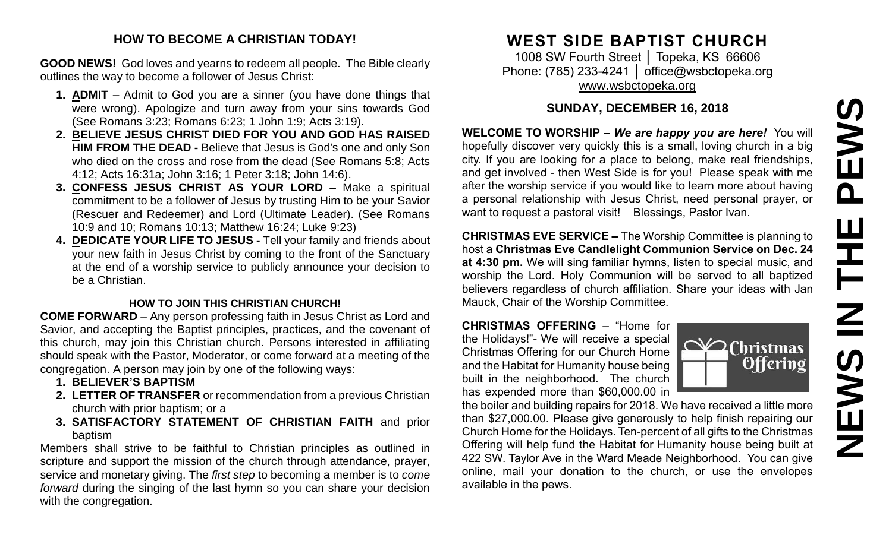## HOW TO BECOME A CHRISTIAN TODAY!

**GOOD NEWS!** God loves and yearns to redeem all people. The Bible clearly outlines the way to become a follower of Jesus Christ:

1. **ADMIT** – Admit to God you are a sinner (you have done things that were wrong). Apologize and turn away from your sins towards God (See Romans 3:23; Romans 6:23; 1 John 1:9; Acts 3:19).
2. **BELIEVE JESUS CHRIST DIED FOR YOU AND GOD HAS RAISED HIM FROM THE DEAD -** Believe that Jesus is God's one and only Son who died on the cross and rose from the dead (See Romans 5:8; Acts 4:12; Acts 16:31a; John 3:16; 1 Peter 3:18; John 14:6).
3. **CONFESS JESUS CHRIST AS YOUR LORD –** Make a spiritual commitment to be a follower of Jesus by trusting Him to be your Savior (Rescuer and Redeemer) and Lord (Ultimate Leader). (See Romans 10:9 and 10; Romans 10:13; Matthew 16:24; Luke 9:23)
4. **DEDICATE YOUR LIFE TO JESUS -** Tell your family and friends about your new faith in Jesus Christ by coming to the front of the Sanctuary at the end of a worship service to publicly announce your decision to be a Christian.

### HOW TO JOIN THIS CHRISTIAN CHURCH!

**COME FORWARD** – Any person professing faith in Jesus Christ as Lord and Savior, and accepting the Baptist principles, practices, and the covenant of this church, may join this Christian church. Persons interested in affiliating should speak with the Pastor, Moderator, or come forward at a meeting of the congregation. A person may join by one of the following ways:

1. **BELIEVER'S BAPTISM**
2. **LETTER OF TRANSFER** or recommendation from a previous Christian church with prior baptism; or a
3. **SATISFACTORY STATEMENT OF CHRISTIAN FAITH** and prior baptism

Members shall strive to be faithful to Christian principles as outlined in scripture and support the mission of the church through attendance, prayer, service and monetary giving. The *first step* to becoming a member is to *come forward* during the singing of the last hymn so you can share your decision with the congregation.

# WEST SIDE BAPTIST CHURCH

1008 SW Fourth Street │ Topeka, KS 66606
Phone: (785) 233-4241 │ office@wsbctopeka.org
www.wsbctopeka.org

## SUNDAY, DECEMBER 16, 2018

**WELCOME TO WORSHIP –** ***We are happy you are here!*** You will hopefully discover very quickly this is a small, loving church in a big city. If you are looking for a place to belong, make real friendships, and get involved - then West Side is for you! Please speak with me after the worship service if you would like to learn more about having a personal relationship with Jesus Christ, need personal prayer, or want to request a pastoral visit! Blessings, Pastor Ivan.

**CHRISTMAS EVE SERVICE –** The Worship Committee is planning to host a **Christmas Eve Candlelight Communion Service on Dec. 24 at 4:30 pm.** We will sing familiar hymns, listen to special music, and worship the Lord. Holy Communion will be served to all baptized believers regardless of church affiliation. Share your ideas with Jan Mauck, Chair of the Worship Committee.

**CHRISTMAS OFFERING** – "Home for the Holidays!"- We will receive a special Christmas Offering for our Church Home and the Habitat for Humanity house being built in the neighborhood. The church has expended more than $60,000.00 in the boiler and building repairs for 2018. We have received a little more than $27,000.00. Please give generously to help finish repairing our Church Home for the Holidays. Ten-percent of all gifts to the Christmas Offering will help fund the Habitat for Humanity house being built at 422 SW. Taylor Ave in the Ward Meade Neighborhood. You can give online, mail your donation to the church, or use the envelopes available in the pews.

# NEWS IN THE PEWS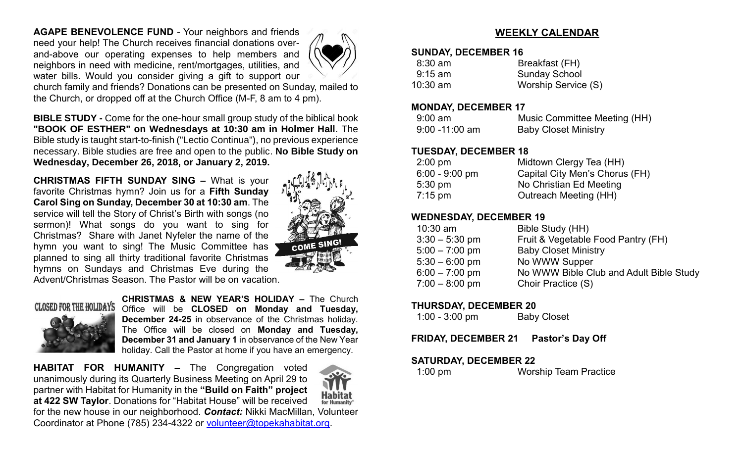**AGAPE BENEVOLENCE FUND** - Your neighbors and friends need your help! The Church receives financial donations over-and-above our operating expenses to help members and neighbors in need with medicine, rent/mortgages, utilities, and water bills. Would you consider giving a gift to support our church family and friends? Donations can be presented on Sunday, mailed to the Church, or dropped off at the Church Office (M-F, 8 am to 4 pm).

**BIBLE STUDY -** Come for the one-hour small group study of the biblical book **"BOOK OF ESTHER" on Wednesdays at 10:30 am in Holmer Hall**. The Bible study is taught start-to-finish ("Lectio Continua"), no previous experience necessary. Bible studies are free and open to the public. **No Bible Study on Wednesday, December 26, 2018, or January 2, 2019.**

**CHRISTMAS FIFTH SUNDAY SING –** What is your favorite Christmas hymn? Join us for a **Fifth Sunday Carol Sing on Sunday, December 30 at 10:30 am**. The service will tell the Story of Christ's Birth with songs (no sermon)! What songs do you want to sing for Christmas? Share with Janet Nyfeler the name of the hymn you want to sing! The Music Committee has planned to sing all thirty traditional favorite Christmas hymns on Sundays and Christmas Eve during the Advent/Christmas Season. The Pastor will be on vacation.

**CHRISTMAS & NEW YEAR'S HOLIDAY –** The Church Office will be **CLOSED on Monday and Tuesday, December 24-25** in observance of the Christmas holiday. The Office will be closed on **Monday and Tuesday, December 31 and January 1** in observance of the New Year holiday. Call the Pastor at home if you have an emergency.

**HABITAT FOR HUMANITY –** The Congregation voted unanimously during its Quarterly Business Meeting on April 29 to partner with Habitat for Humanity in the **"Build on Faith" project at 422 SW Taylor**. Donations for "Habitat House" will be received for the new house in our neighborhood. ***Contact:*** Nikki MacMillan, Volunteer Coordinator at Phone (785) 234-4322 or volunteer@topekahabitat.org.

## WEEKLY CALENDAR

**SUNDAY, DECEMBER 16**

| | |
|---|---|
| 8:30 am | Breakfast (FH) |
| 9:15 am | Sunday School |
| 10:30 am | Worship Service (S) |

**MONDAY, DECEMBER 17**

| | |
|---|---|
| 9:00 am | Music Committee Meeting (HH) |
| 9:00 -11:00 am | Baby Closet Ministry |

**TUESDAY, DECEMBER 18**

| | |
|---|---|
| 2:00 pm | Midtown Clergy Tea (HH) |
| 6:00 - 9:00 pm | Capital City Men's Chorus (FH) |
| 5:30 pm | No Christian Ed Meeting |
| 7:15 pm | Outreach Meeting (HH) |

**WEDNESDAY, DECEMBER 19**

| | |
|---|---|
| 10:30 am | Bible Study (HH) |
| 3:30 – 5:30 pm | Fruit & Vegetable Food Pantry (FH) |
| 5:00 – 7:00 pm | Baby Closet Ministry |
| 5:30 – 6:00 pm | No WWW Supper |
| 6:00 – 7:00 pm | No WWW Bible Club and Adult Bible Study |
| 7:00 – 8:00 pm | Choir Practice (S) |

**THURSDAY, DECEMBER 20**

| | |
|---|---|
| 1:00 - 3:00 pm | Baby Closet |

**FRIDAY, DECEMBER 21 Pastor's Day Off**

**SATURDAY, DECEMBER 22**

| | |
|---|---|
| 1:00 pm | Worship Team Practice |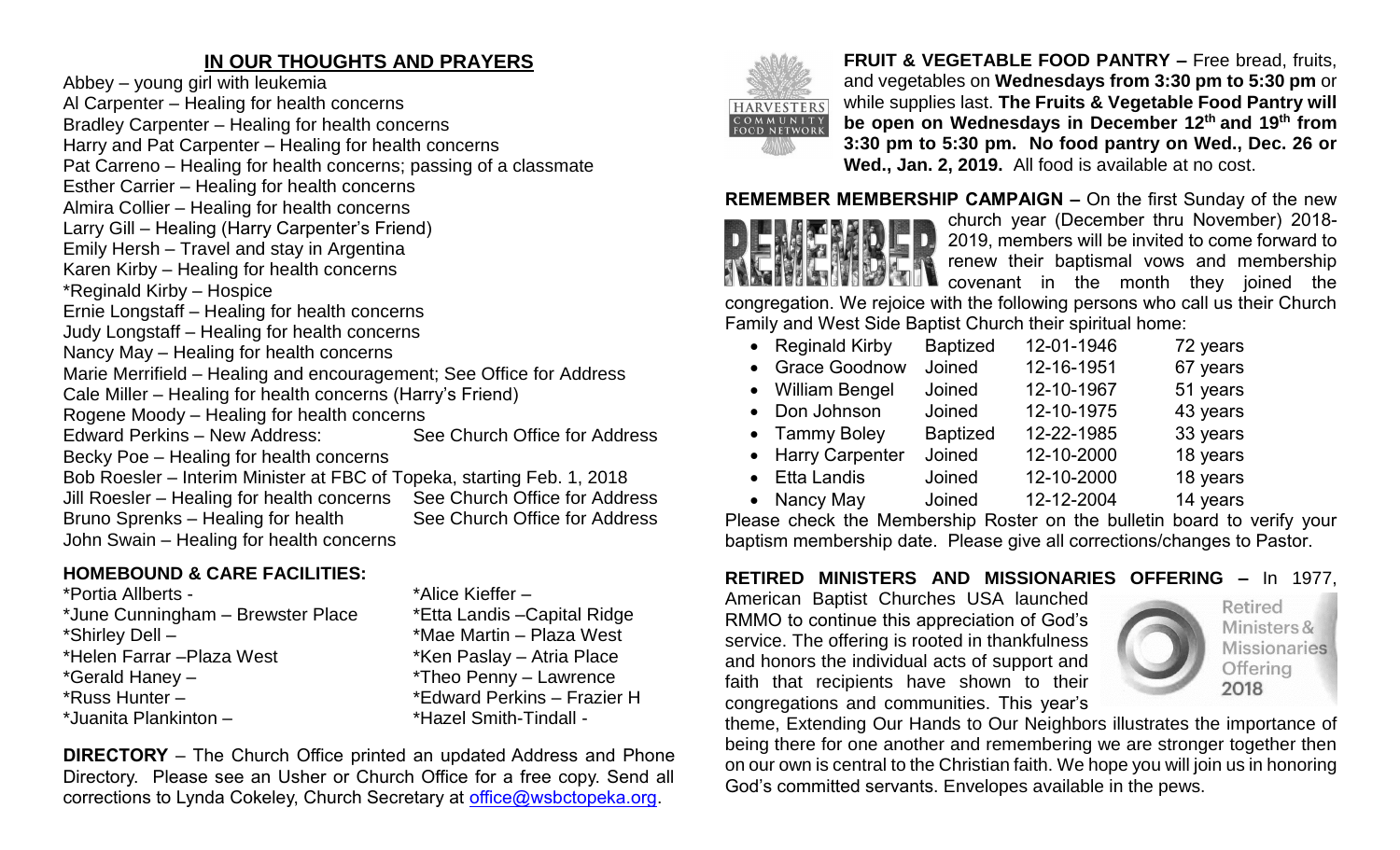## IN OUR THOUGHTS AND PRAYERS

Abbey – young girl with leukemia
Al Carpenter – Healing for health concerns
Bradley Carpenter – Healing for health concerns
Harry and Pat Carpenter – Healing for health concerns
Pat Carreno – Healing for health concerns; passing of a classmate
Esther Carrier – Healing for health concerns
Almira Collier – Healing for health concerns
Larry Gill – Healing (Harry Carpenter's Friend)
Emily Hersh – Travel and stay in Argentina
Karen Kirby – Healing for health concerns
*Reginald Kirby – Hospice
Ernie Longstaff – Healing for health concerns
Judy Longstaff – Healing for health concerns
Nancy May – Healing for health concerns
Marie Merrifield – Healing and encouragement; See Office for Address
Cale Miller – Healing for health concerns (Harry's Friend)
Rogene Moody – Healing for health concerns
Edward Perkins – New Address: See Church Office for Address
Becky Poe – Healing for health concerns
Bob Roesler – Interim Minister at FBC of Topeka, starting Feb. 1, 2018
Jill Roesler – Healing for health concerns See Church Office for Address
Bruno Sprenks – Healing for health See Church Office for Address
John Swain – Healing for health concerns

### HOMEBOUND & CARE FACILITIES:

*Portia Allberts -
*June Cunningham – Brewster Place
*Shirley Dell –
*Helen Farrar –Plaza West
*Gerald Haney –
*Russ Hunter –
*Juanita Plankinton –
*Alice Kieffer –
*Etta Landis –Capital Ridge
*Mae Martin – Plaza West
*Ken Paslay – Atria Place
*Theo Penny – Lawrence
*Edward Perkins – Frazier H
*Hazel Smith-Tindall -

**DIRECTORY** – The Church Office printed an updated Address and Phone Directory. Please see an Usher or Church Office for a free copy. Send all corrections to Lynda Cokeley, Church Secretary at office@wsbctopeka.org.

HARVESTERS COMMUNITY FOOD NETWORK

**FRUIT & VEGETABLE FOOD PANTRY –** Free bread, fruits, and vegetables on **Wednesdays from 3:30 pm to 5:30 pm** or while supplies last. **The Fruits & Vegetable Food Pantry will be open on Wednesdays in December 12th and 19th from 3:30 pm to 5:30 pm. No food pantry on Wed., Dec. 26 or Wed., Jan. 2, 2019.** All food is available at no cost.

**REMEMBER MEMBERSHIP CAMPAIGN –** On the first Sunday of the new church year (December thru November) 2018-2019, members will be invited to come forward to renew their baptismal vows and membership covenant in the month they joined the congregation. We rejoice with the following persons who call us their Church Family and West Side Baptist Church their spiritual home:

- Reginald Kirby Baptized 12-01-1946 72 years
- Grace Goodnow Joined 12-16-1951 67 years
- William Bengel Joined 12-10-1967 51 years
- Don Johnson Joined 12-10-1975 43 years
- Tammy Boley Baptized 12-22-1985 33 years
- Harry Carpenter Joined 12-10-2000 18 years
- Etta Landis Joined 12-10-2000 18 years
- Nancy May Joined 12-12-2004 14 years

Please check the Membership Roster on the bulletin board to verify your baptism membership date. Please give all corrections/changes to Pastor.

**RETIRED MINISTERS AND MISSIONARIES OFFERING –** In 1977, American Baptist Churches USA launched RMMO to continue this appreciation of God's service. The offering is rooted in thankfulness and honors the individual acts of support and faith that recipients have shown to their congregations and communities. This year's theme, Extending Our Hands to Our Neighbors illustrates the importance of being there for one another and remembering we are stronger together then on our own is central to the Christian faith. We hope you will join us in honoring God's committed servants. Envelopes available in the pews.

Retired Ministers & Missionaries Offering 2018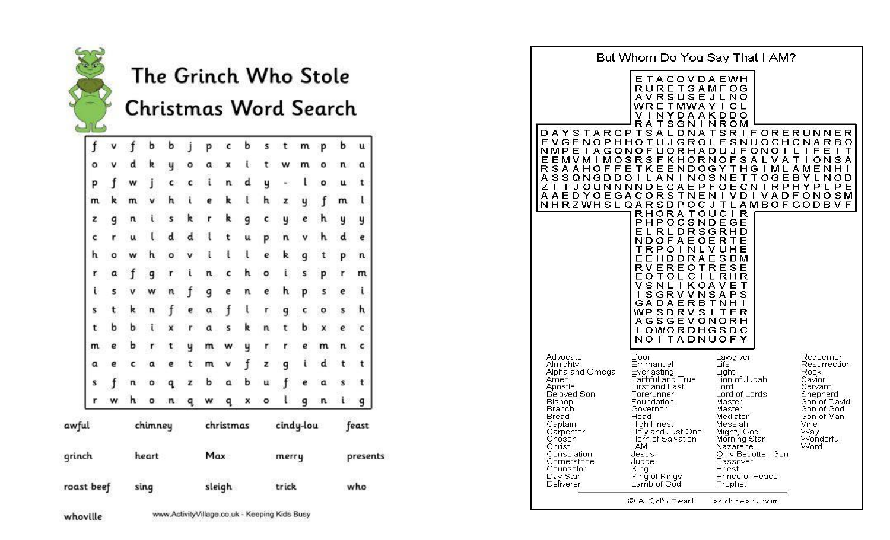# The Grinch Who Stole Christmas Word Search

| | | | | | | | | | | | | | |
|---|---|---|---|---|---|---|---|---|---|---|---|---|---|
| f | v | f | b | b | j | p | c | b | s | t | m | p | b | u |
| o | v | d | k | y | o | a | x | i | t | w | m | o | n | a |
| p | f | w | j | c | c | i | n | d | y | - | l | o | u | t |
| m | k | m | v | h | i | e | k | l | h | z | y | f | m | l |
| z | g | n | i | s | k | r | k | g | c | y | e | h | y | y |
| c | r | u | l | d | d | l | t | u | p | n | v | h | d | e |
| h | o | w | h | o | v | i | l | l | e | k | g | t | p | n |
| r | a | f | g | r | i | n | c | h | o | i | s | p | r | m |
| i | s | v | w | n | f | g | e | n | e | h | p | s | e | i |
| s | t | k | n | f | e | a | f | l | r | g | c | o | s | h |
| t | b | b | i | x | r | a | s | k | n | t | b | x | e | c |
| m | e | b | r | t | y | m | w | y | r | r | e | m | n | c |
| a | e | c | a | e | t | m | v | f | z | g | i | d | t | t |
| s | f | n | o | q | z | b | a | b | u | f | e | a | s | t |
| r | w | h | o | n | q | w | q | x | o | l | g | n | i | g |

awful, chimney, christmas, cindy-lou, feast, grinch, heart, Max, merry, presents, roast beef, sing, sleigh, trick, who, whoville

www.ActivityVillage.co.uk - Keeping Kids Busy

# But Whom Do You Say That I AM?

```
                E T A C O V D A E W H
                R U R E T S A M F O G
                A V R S U S E J L N O
                W R E T M W A Y I C L
                V I N Y D A A K D D O
                R A T S G N I N R O M
D A Y S T A R C P T S A L D N A T S R I F O R E R U N N E R
E V G F N O P H H O T U J G R O L E S N U O C H C N A R B O
N M P E I A G O N O F U O R H A D U J F O N O I L I F E I T
E E M V M I M O S R S F K H O R N O F S A L V A T I O N S A
R S A A H O F F E T K E E N D O G Y T H G I M L A M E N H I
A S S O N G D D O I L A N I N O S N E T T O G E B Y L N O D
Z I T J O U N N N D E C A E P F O E C N I R P H Y P L P E
A A E D Y O E G A C O R S T N E N I V D I V A D F O N O S M
N H R Z W H S L Q A R S D P O C J T L A M B O F G O D B V F
                R H O R A T O U C I R
                P H P O C S N D E G E
                E L R L D R S G R H D
                N D O F A E O E R T E
                T R P O I N L V U H E
                E E H D D R A E S B M
                R V E R E O T R E S E
                E O T O L C I L R H R
                V S N L I K O A V E T
                I S G R V V N S A P S
                G A D A E R B T N H I
                W P S D R V S I T E R
                A G S G E V O N O R H
                L O W O R D H G S D C
                N O I T A D N U O F Y
```

Advocate, Almighty, Alpha and Omega, Amen, Apostle, Beloved Son, Bishop, Branch, Bread, Captain, Carpenter, Chosen, Christ, Consolation, Cornerstone, Counselor, Day Star, Deliverer, Door, Emmanuel, Everlasting, Faithful and True, First and Last, Forerunner, Foundation, Governor, Head, High Priest, Holy and Just One, Horn of Salvation, I AM, Jesus, Judge, King, King of Kings, Lamb of God, Lawgiver, Life, Light, Lion of Judah, Lord, Lord of Lords, Master, Master, Mediator, Messiah, Mighty God, Morning Star, Nazarene, Only Begotten Son, Passover, Priest, Prince of Peace, Prophet, Redeemer, Resurrection, Rock, Savior, Servant, Shepherd, Son of David, Son of God, Son of Man, Vine, Way, Wonderful, Word

© A Kid's Heart akidsheart.com